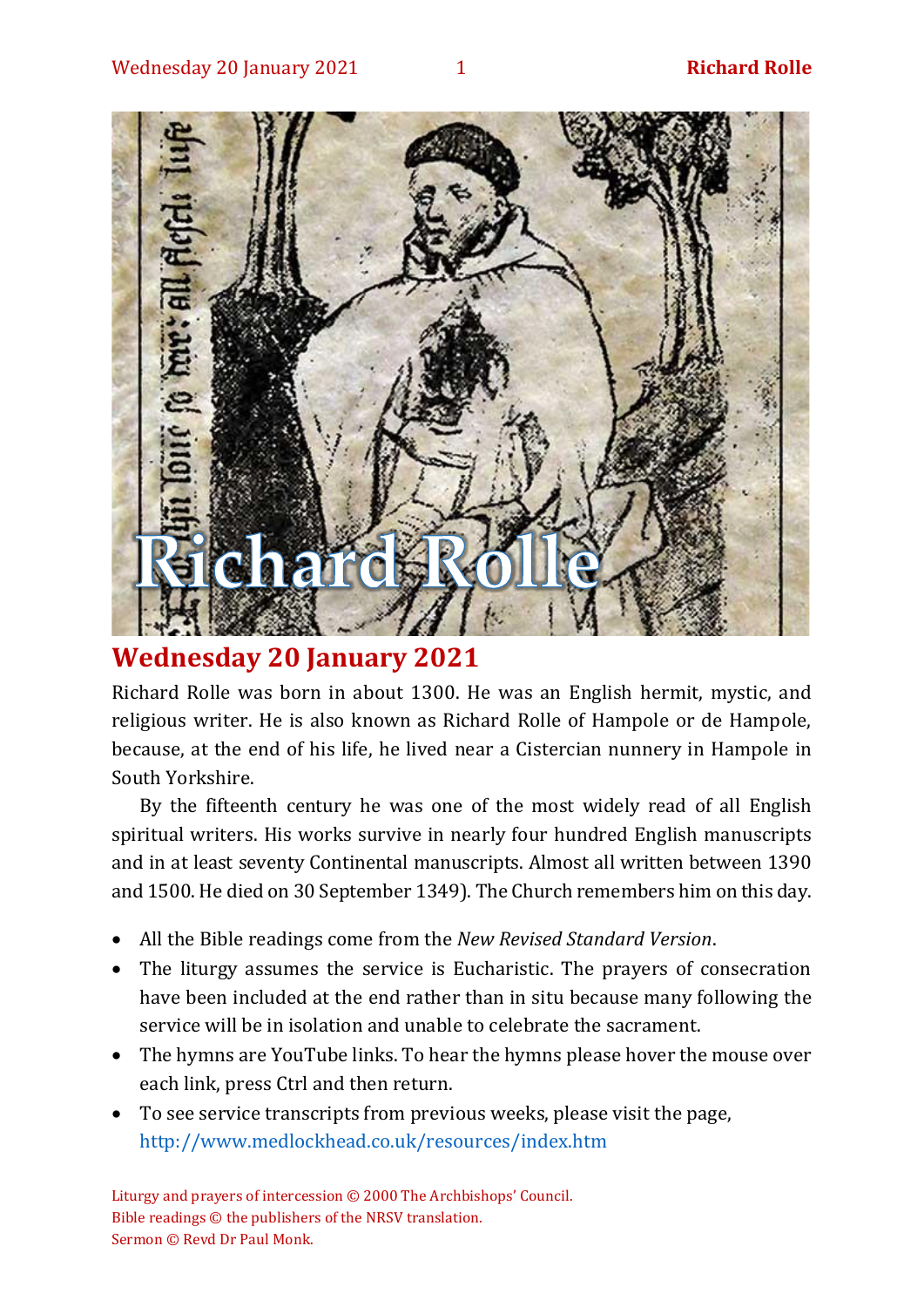# Wednesday 20 January 2021

Richard Rolle was born in about 1300. He was an English hermit, mystic, and religious writer. He is also known as Richard Rolle of Hampole or de Hampole, because, at the end of his life, he lived near a Cistercian nunnery in Hampole in South Yorkshire.

By the fifteenth century he was one of the most widely read of all English spiritual writers. His works survive in nearly four hundred English manuscripts and in at least seventy Continental manuscripts. Almost all written between 1390 and 1500. He died on 30 September 1349). The Church remembers him on this day.

- All the Bible readings come from the *New Revised Standard Version*.
- The liturgy assumes the service is Eucharistic. The prayers of consecration have been included at the end rather than in situ because many following the service will be in isolation and unable to celebrate the sacrament.
- The hymns are YouTube links. To hear the hymns please hover the mouse over each link, press Ctrl and then return.
- To see service transcripts from previous weeks, please visit the page, http://www.medlockhead.co.uk/resources/index.htm

Liturgy and prayers of intercession © 2000 The Archbishops' Council.
Bible readings © the publishers of the NRSV translation.
Sermon © Revd Dr Paul Monk.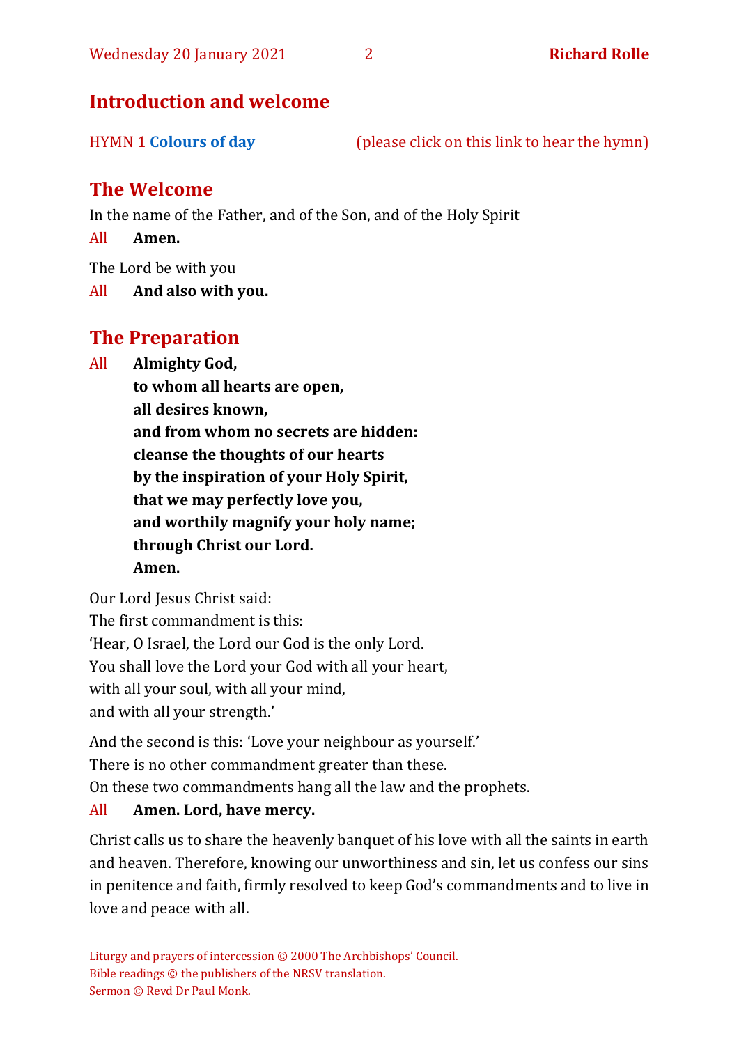## Introduction and welcome

HYMN 1 **Colours of day** (please click on this link to hear the hymn)

## The Welcome

In the name of the Father, and of the Son, and of the Holy Spirit

All **Amen.**

The Lord be with you

All **And also with you.**

## The Preparation

All **Almighty God,**
**to whom all hearts are open,**
**all desires known,**
**and from whom no secrets are hidden:**
**cleanse the thoughts of our hearts**
**by the inspiration of your Holy Spirit,**
**that we may perfectly love you,**
**and worthily magnify your holy name;**
**through Christ our Lord.**
**Amen.**

Our Lord Jesus Christ said:
The first commandment is this:
'Hear, O Israel, the Lord our God is the only Lord.
You shall love the Lord your God with all your heart,
with all your soul, with all your mind,
and with all your strength.'

And the second is this: 'Love your neighbour as yourself.'
There is no other commandment greater than these.
On these two commandments hang all the law and the prophets.

All **Amen. Lord, have mercy.**

Christ calls us to share the heavenly banquet of his love with all the saints in earth and heaven. Therefore, knowing our unworthiness and sin, let us confess our sins in penitence and faith, firmly resolved to keep God's commandments and to live in love and peace with all.

Liturgy and prayers of intercession © 2000 The Archbishops' Council.
Bible readings © the publishers of the NRSV translation.
Sermon © Revd Dr Paul Monk.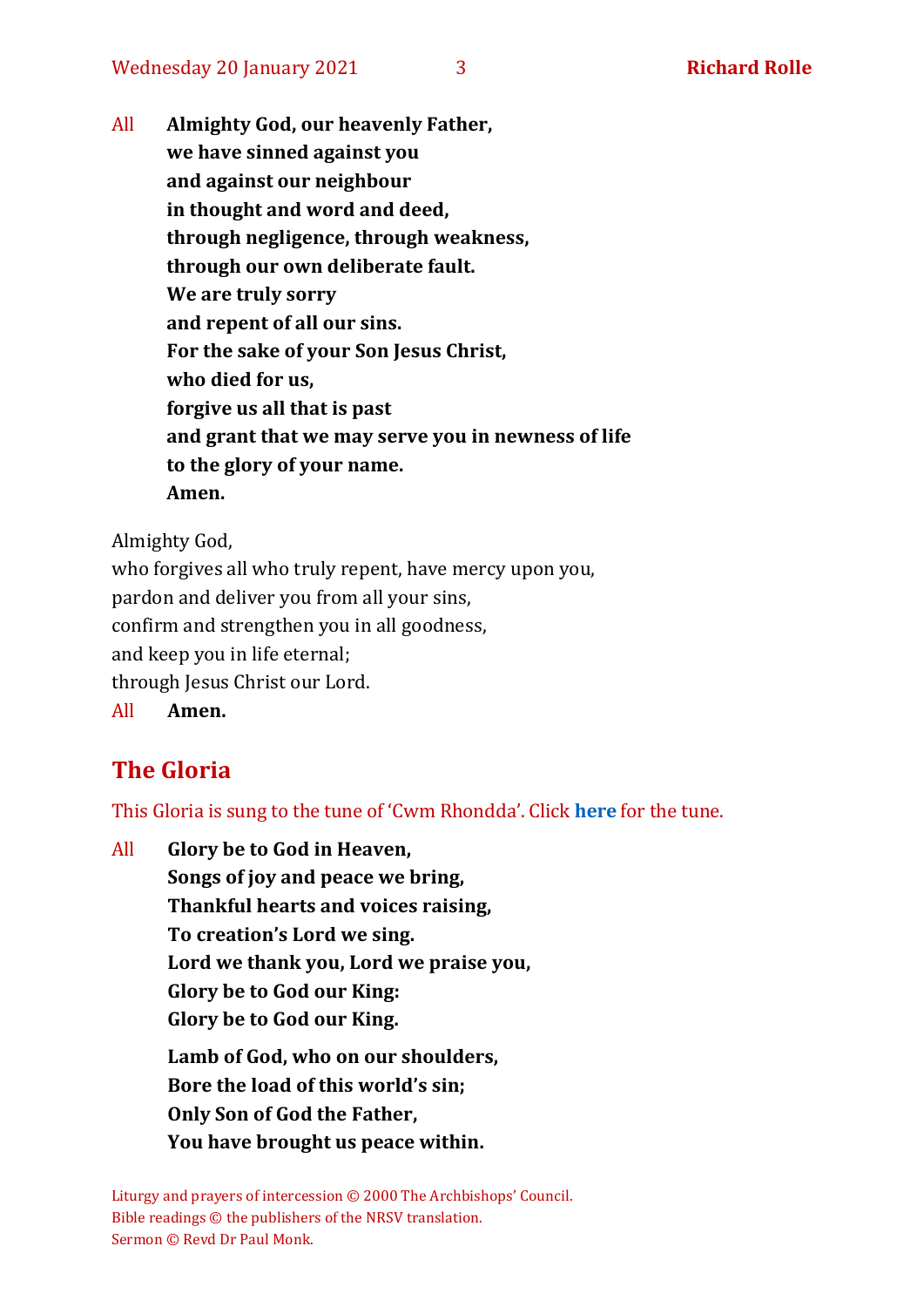All **Almighty God, our heavenly Father,**
**we have sinned against you**
**and against our neighbour**
**in thought and word and deed,**
**through negligence, through weakness,**
**through our own deliberate fault.**
**We are truly sorry**
**and repent of all our sins.**
**For the sake of your Son Jesus Christ,**
**who died for us,**
**forgive us all that is past**
**and grant that we may serve you in newness of life**
**to the glory of your name.**
**Amen.**

Almighty God,
who forgives all who truly repent, have mercy upon you,
pardon and deliver you from all your sins,
confirm and strengthen you in all goodness,
and keep you in life eternal;
through Jesus Christ our Lord.

All **Amen.**

## The Gloria

This Gloria is sung to the tune of 'Cwm Rhondda'. Click **here** for the tune.

All **Glory be to God in Heaven,**
**Songs of joy and peace we bring,**
**Thankful hearts and voices raising,**
**To creation's Lord we sing.**
**Lord we thank you, Lord we praise you,**
**Glory be to God our King:**
**Glory be to God our King.**

**Lamb of God, who on our shoulders,**
**Bore the load of this world's sin;**
**Only Son of God the Father,**
**You have brought us peace within.**

Liturgy and prayers of intercession © 2000 The Archbishops' Council.
Bible readings © the publishers of the NRSV translation.
Sermon © Revd Dr Paul Monk.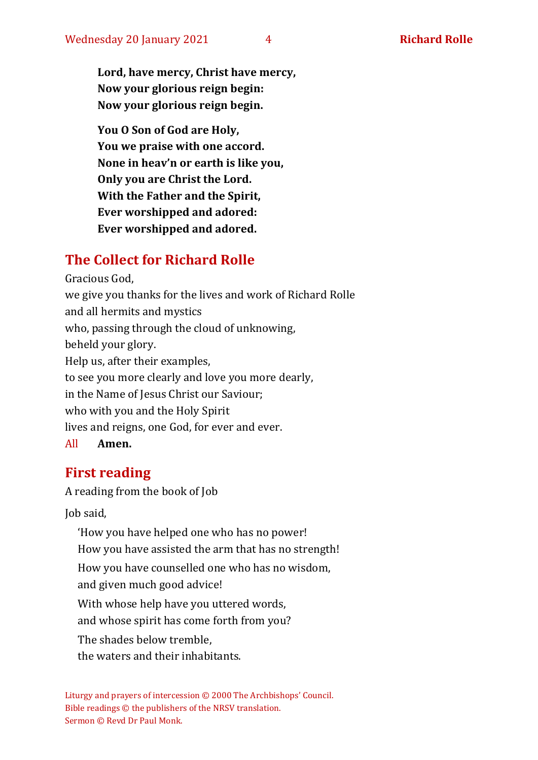**Lord, have mercy, Christ have mercy,**
**Now your glorious reign begin:**
**Now your glorious reign begin.**

**You O Son of God are Holy,**
**You we praise with one accord.**
**None in heav'n or earth is like you,**
**Only you are Christ the Lord.**
**With the Father and the Spirit,**
**Ever worshipped and adored:**
**Ever worshipped and adored.**

## The Collect for Richard Rolle

Gracious God,
we give you thanks for the lives and work of Richard Rolle
and all hermits and mystics
who, passing through the cloud of unknowing,
beheld your glory.
Help us, after their examples,
to see you more clearly and love you more dearly,
in the Name of Jesus Christ our Saviour;
who with you and the Holy Spirit
lives and reigns, one God, for ever and ever.

All **Amen.**

## First reading

A reading from the book of Job

Job said,

'How you have helped one who has no power!
How you have assisted the arm that has no strength!
How you have counselled one who has no wisdom,
and given much good advice!
With whose help have you uttered words,
and whose spirit has come forth from you?
The shades below tremble,
the waters and their inhabitants.

Liturgy and prayers of intercession © 2000 The Archbishops' Council.
Bible readings © the publishers of the NRSV translation.
Sermon © Revd Dr Paul Monk.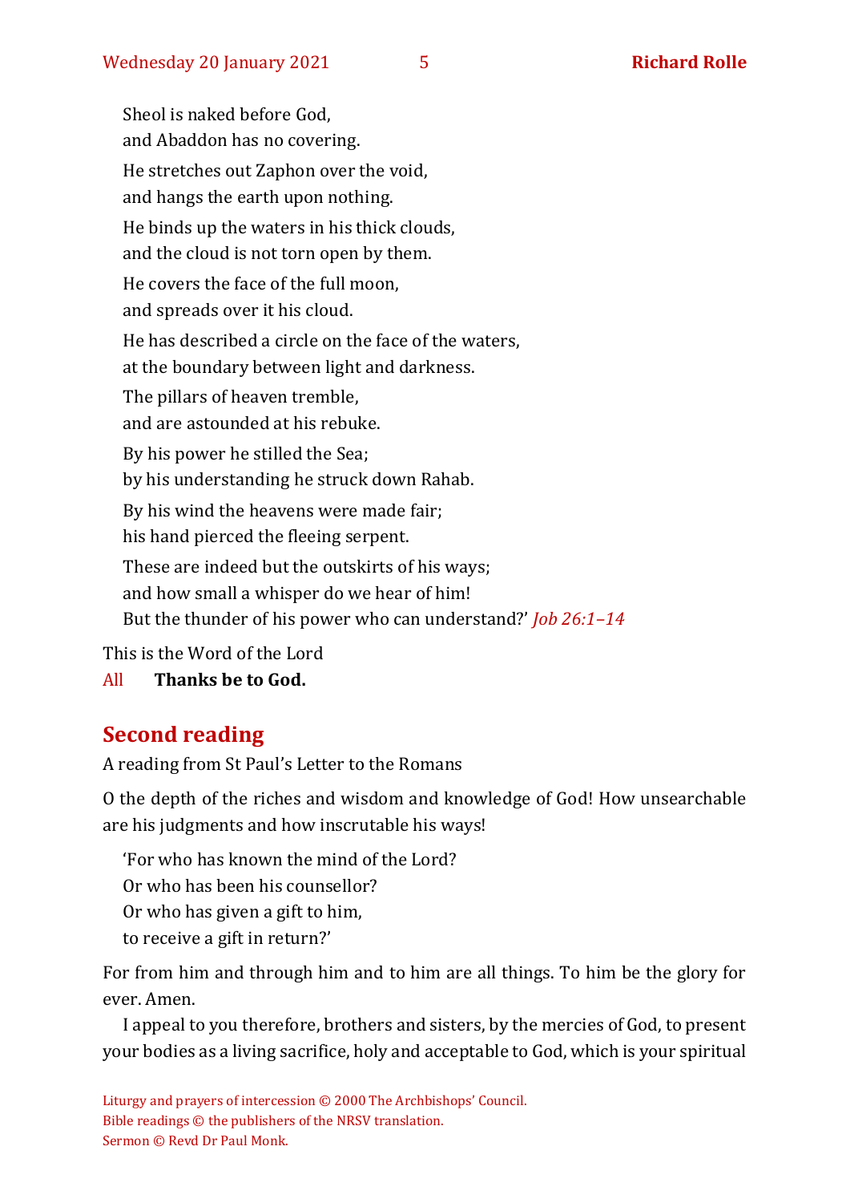Sheol is naked before God,
and Abaddon has no covering.

He stretches out Zaphon over the void,
and hangs the earth upon nothing.

He binds up the waters in his thick clouds,
and the cloud is not torn open by them.

He covers the face of the full moon,
and spreads over it his cloud.

He has described a circle on the face of the waters,
at the boundary between light and darkness.

The pillars of heaven tremble,
and are astounded at his rebuke.

By his power he stilled the Sea;
by his understanding he struck down Rahab.

By his wind the heavens were made fair;
his hand pierced the fleeing serpent.

These are indeed but the outskirts of his ways;
and how small a whisper do we hear of him!
But the thunder of his power who can understand?' *Job 26:1–14*

This is the Word of the Lord

All **Thanks be to God.**

## Second reading

A reading from St Paul's Letter to the Romans

O the depth of the riches and wisdom and knowledge of God! How unsearchable are his judgments and how inscrutable his ways!

'For who has known the mind of the Lord?
Or who has been his counsellor?
Or who has given a gift to him,
to receive a gift in return?'

For from him and through him and to him are all things. To him be the glory for ever. Amen.

I appeal to you therefore, brothers and sisters, by the mercies of God, to present your bodies as a living sacrifice, holy and acceptable to God, which is your spiritual

Liturgy and prayers of intercession © 2000 The Archbishops' Council.
Bible readings © the publishers of the NRSV translation.
Sermon © Revd Dr Paul Monk.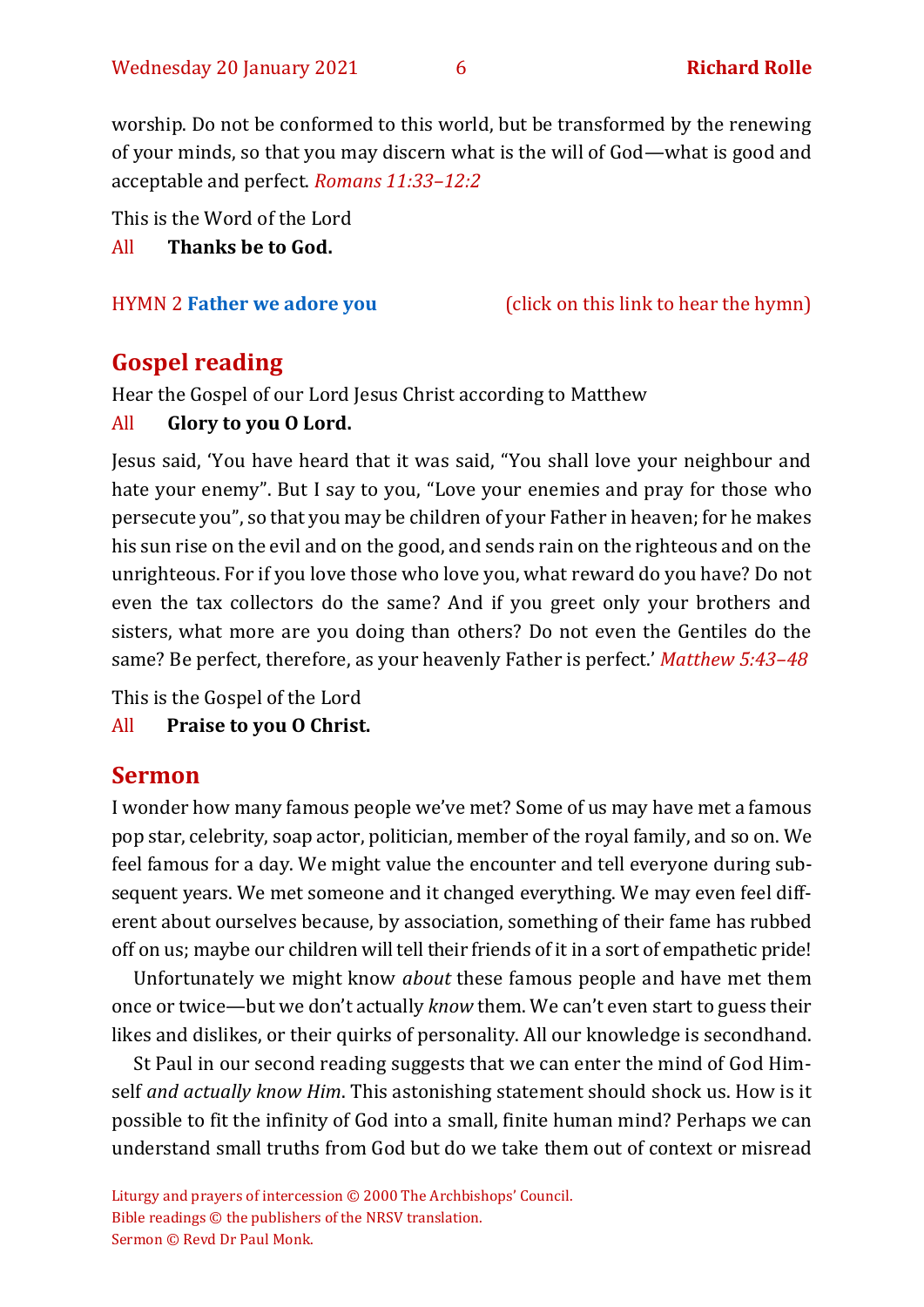worship. Do not be conformed to this world, but be transformed by the renewing of your minds, so that you may discern what is the will of God—what is good and acceptable and perfect. *Romans 11:33–12:2*

This is the Word of the Lord

All **Thanks be to God.**

HYMN 2 **Father we adore you** (click on this link to hear the hymn)

## Gospel reading

Hear the Gospel of our Lord Jesus Christ according to Matthew

All **Glory to you O Lord.**

Jesus said, 'You have heard that it was said, "You shall love your neighbour and hate your enemy". But I say to you, "Love your enemies and pray for those who persecute you", so that you may be children of your Father in heaven; for he makes his sun rise on the evil and on the good, and sends rain on the righteous and on the unrighteous. For if you love those who love you, what reward do you have? Do not even the tax collectors do the same? And if you greet only your brothers and sisters, what more are you doing than others? Do not even the Gentiles do the same? Be perfect, therefore, as your heavenly Father is perfect.' *Matthew 5:43–48*

This is the Gospel of the Lord

All **Praise to you O Christ.**

## Sermon

I wonder how many famous people we've met? Some of us may have met a famous pop star, celebrity, soap actor, politician, member of the royal family, and so on. We feel famous for a day. We might value the encounter and tell everyone during subsequent years. We met someone and it changed everything. We may even feel different about ourselves because, by association, something of their fame has rubbed off on us; maybe our children will tell their friends of it in a sort of empathetic pride!

Unfortunately we might know *about* these famous people and have met them once or twice—but we don't actually *know* them. We can't even start to guess their likes and dislikes, or their quirks of personality. All our knowledge is secondhand.

St Paul in our second reading suggests that we can enter the mind of God Himself *and actually know Him*. This astonishing statement should shock us. How is it possible to fit the infinity of God into a small, finite human mind? Perhaps we can understand small truths from God but do we take them out of context or misread

Liturgy and prayers of intercession © 2000 The Archbishops' Council.
Bible readings © the publishers of the NRSV translation.
Sermon © Revd Dr Paul Monk.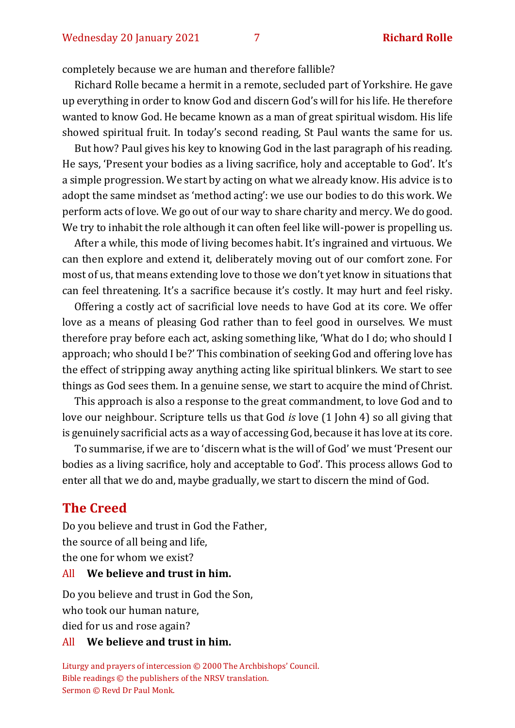completely because we are human and therefore fallible?

Richard Rolle became a hermit in a remote, secluded part of Yorkshire. He gave up everything in order to know God and discern God's will for his life. He therefore wanted to know God. He became known as a man of great spiritual wisdom. His life showed spiritual fruit. In today's second reading, St Paul wants the same for us.

But how? Paul gives his key to knowing God in the last paragraph of his reading. He says, 'Present your bodies as a living sacrifice, holy and acceptable to God'. It's a simple progression. We start by acting on what we already know. His advice is to adopt the same mindset as 'method acting': we use our bodies to do this work. We perform acts of love. We go out of our way to share charity and mercy. We do good. We try to inhabit the role although it can often feel like will-power is propelling us.

After a while, this mode of living becomes habit. It's ingrained and virtuous. We can then explore and extend it, deliberately moving out of our comfort zone. For most of us, that means extending love to those we don't yet know in situations that can feel threatening. It's a sacrifice because it's costly. It may hurt and feel risky.

Offering a costly act of sacrificial love needs to have God at its core. We offer love as a means of pleasing God rather than to feel good in ourselves. We must therefore pray before each act, asking something like, 'What do I do; who should I approach; who should I be?' This combination of seeking God and offering love has the effect of stripping away anything acting like spiritual blinkers. We start to see things as God sees them. In a genuine sense, we start to acquire the mind of Christ.

This approach is also a response to the great commandment, to love God and to love our neighbour. Scripture tells us that God *is* love (1 John 4) so all giving that is genuinely sacrificial acts as a way of accessing God, because it has love at its core.

To summarise, if we are to 'discern what is the will of God' we must 'Present our bodies as a living sacrifice, holy and acceptable to God'. This process allows God to enter all that we do and, maybe gradually, we start to discern the mind of God.

## The Creed

Do you believe and trust in God the Father,
the source of all being and life,
the one for whom we exist?

All **We believe and trust in him.**

Do you believe and trust in God the Son,
who took our human nature,
died for us and rose again?

All **We believe and trust in him.**

Liturgy and prayers of intercession © 2000 The Archbishops' Council.
Bible readings © the publishers of the NRSV translation.
Sermon © Revd Dr Paul Monk.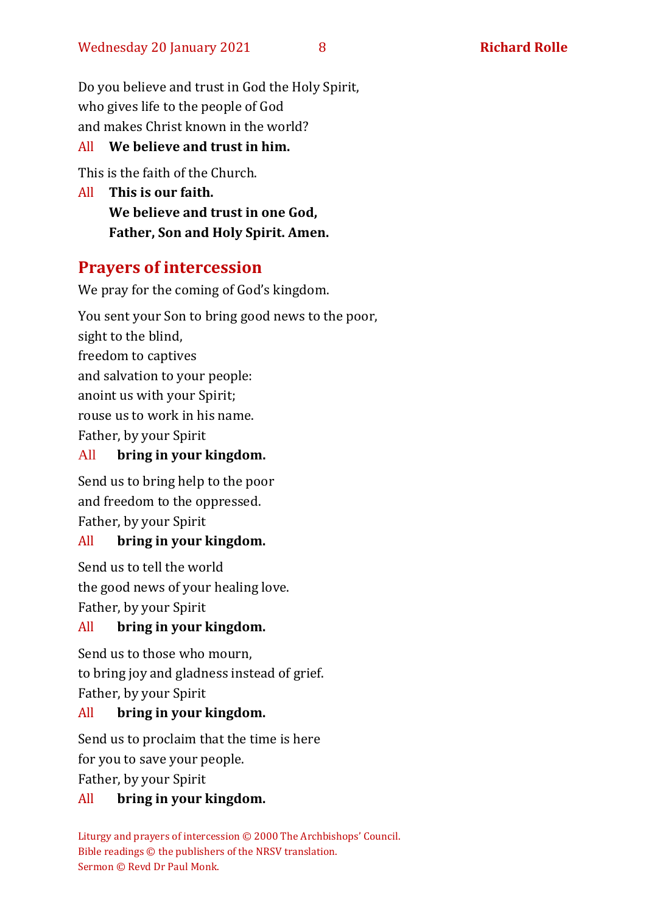Do you believe and trust in God the Holy Spirit,
who gives life to the people of God
and makes Christ known in the world?

All **We believe and trust in him.**

This is the faith of the Church.

All **This is our faith.**
**We believe and trust in one God,**
**Father, Son and Holy Spirit. Amen.**

## Prayers of intercession

We pray for the coming of God's kingdom.

You sent your Son to bring good news to the poor,
sight to the blind,
freedom to captives
and salvation to your people:
anoint us with your Spirit;
rouse us to work in his name.
Father, by your Spirit

All **bring in your kingdom.**

Send us to bring help to the poor
and freedom to the oppressed.
Father, by your Spirit

All **bring in your kingdom.**

Send us to tell the world
the good news of your healing love.
Father, by your Spirit

All **bring in your kingdom.**

Send us to those who mourn,
to bring joy and gladness instead of grief.
Father, by your Spirit

All **bring in your kingdom.**

Send us to proclaim that the time is here
for you to save your people.
Father, by your Spirit

All **bring in your kingdom.**

Liturgy and prayers of intercession © 2000 The Archbishops' Council.
Bible readings © the publishers of the NRSV translation.
Sermon © Revd Dr Paul Monk.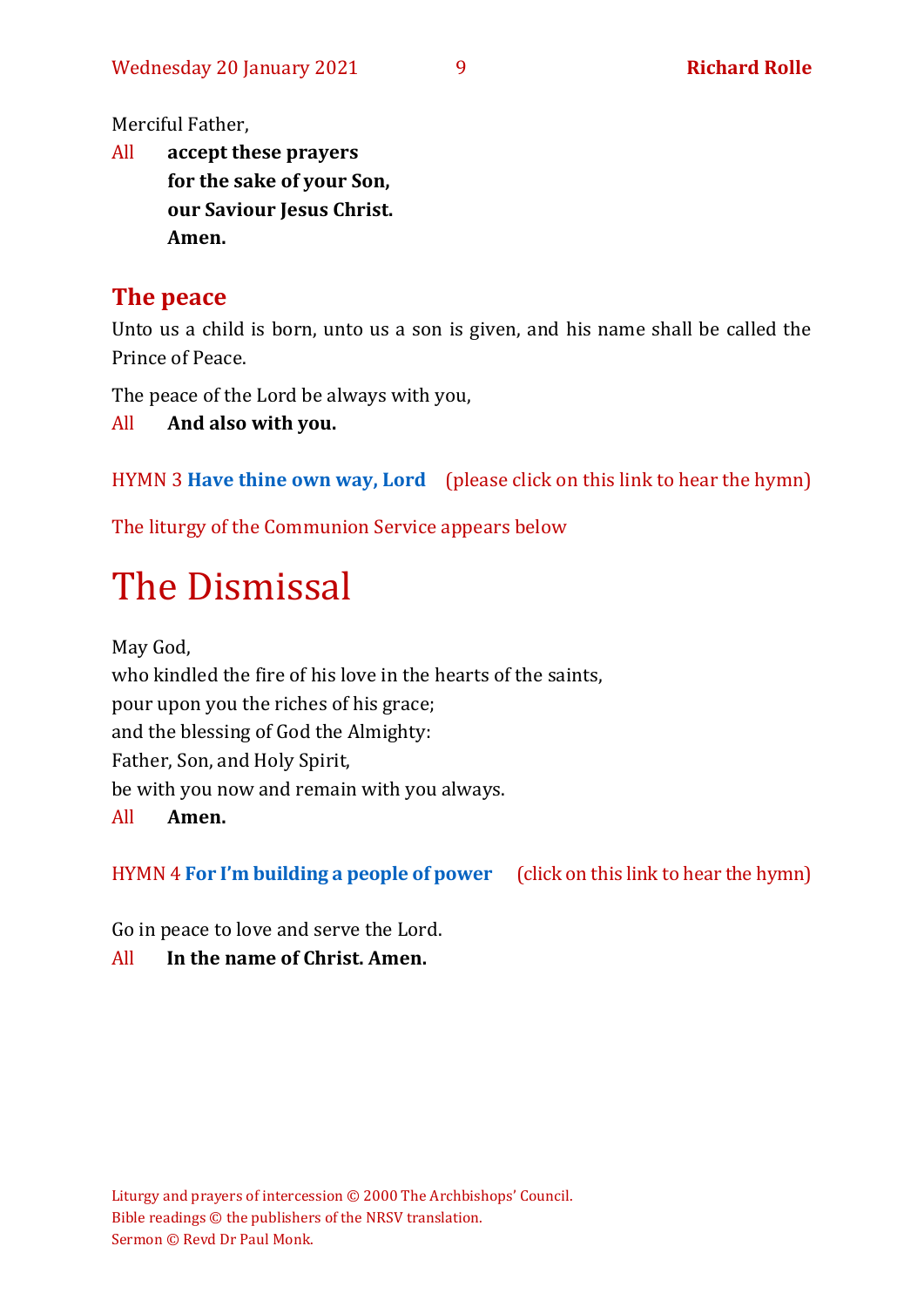Merciful Father,

All **accept these prayers**
**for the sake of your Son,**
**our Saviour Jesus Christ.**
**Amen.**

## The peace

Unto us a child is born, unto us a son is given, and his name shall be called the Prince of Peace.

The peace of the Lord be always with you,

All **And also with you.**

HYMN 3 **Have thine own way, Lord** (please click on this link to hear the hymn)

The liturgy of the Communion Service appears below

# The Dismissal

May God,
who kindled the fire of his love in the hearts of the saints,
pour upon you the riches of his grace;
and the blessing of God the Almighty:
Father, Son, and Holy Spirit,
be with you now and remain with you always.

All **Amen.**

HYMN 4 **For I'm building a people of power** (click on this link to hear the hymn)

Go in peace to love and serve the Lord.

All **In the name of Christ. Amen.**

Liturgy and prayers of intercession © 2000 The Archbishops' Council.
Bible readings © the publishers of the NRSV translation.
Sermon © Revd Dr Paul Monk.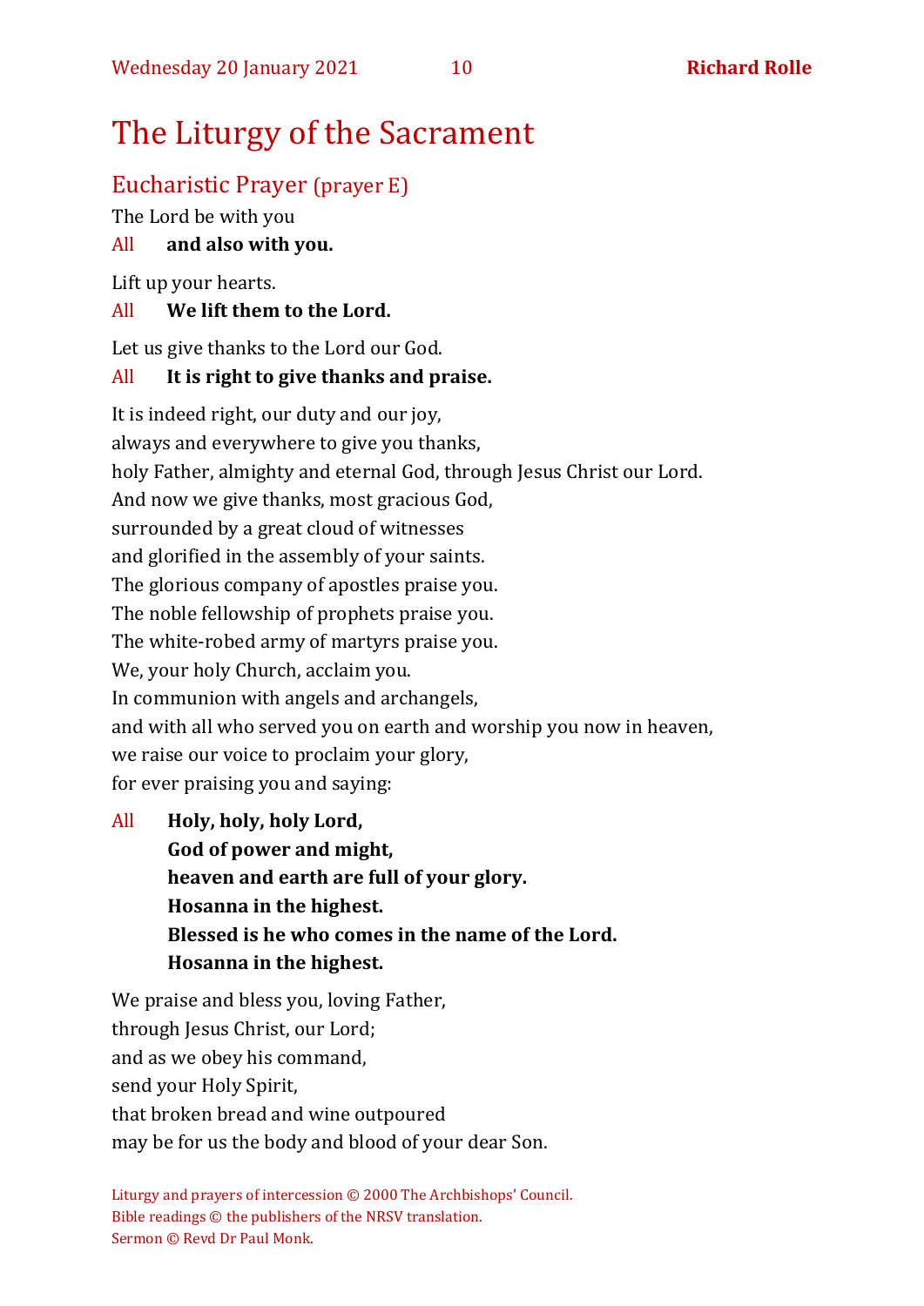# The Liturgy of the Sacrament

## Eucharistic Prayer (prayer E)

The Lord be with you

All **and also with you.**

Lift up your hearts.

All **We lift them to the Lord.**

Let us give thanks to the Lord our God.

All **It is right to give thanks and praise.**

It is indeed right, our duty and our joy,
always and everywhere to give you thanks,
holy Father, almighty and eternal God, through Jesus Christ our Lord.
And now we give thanks, most gracious God,
surrounded by a great cloud of witnesses
and glorified in the assembly of your saints.
The glorious company of apostles praise you.
The noble fellowship of prophets praise you.
The white-robed army of martyrs praise you.
We, your holy Church, acclaim you.
In communion with angels and archangels,
and with all who served you on earth and worship you now in heaven,
we raise our voice to proclaim your glory,
for ever praising you and saying:

All **Holy, holy, holy Lord,**
**God of power and might,**
**heaven and earth are full of your glory.**
**Hosanna in the highest.**
**Blessed is he who comes in the name of the Lord.**
**Hosanna in the highest.**

We praise and bless you, loving Father,
through Jesus Christ, our Lord;
and as we obey his command,
send your Holy Spirit,
that broken bread and wine outpoured
may be for us the body and blood of your dear Son.

Liturgy and prayers of intercession © 2000 The Archbishops' Council.
Bible readings © the publishers of the NRSV translation.
Sermon © Revd Dr Paul Monk.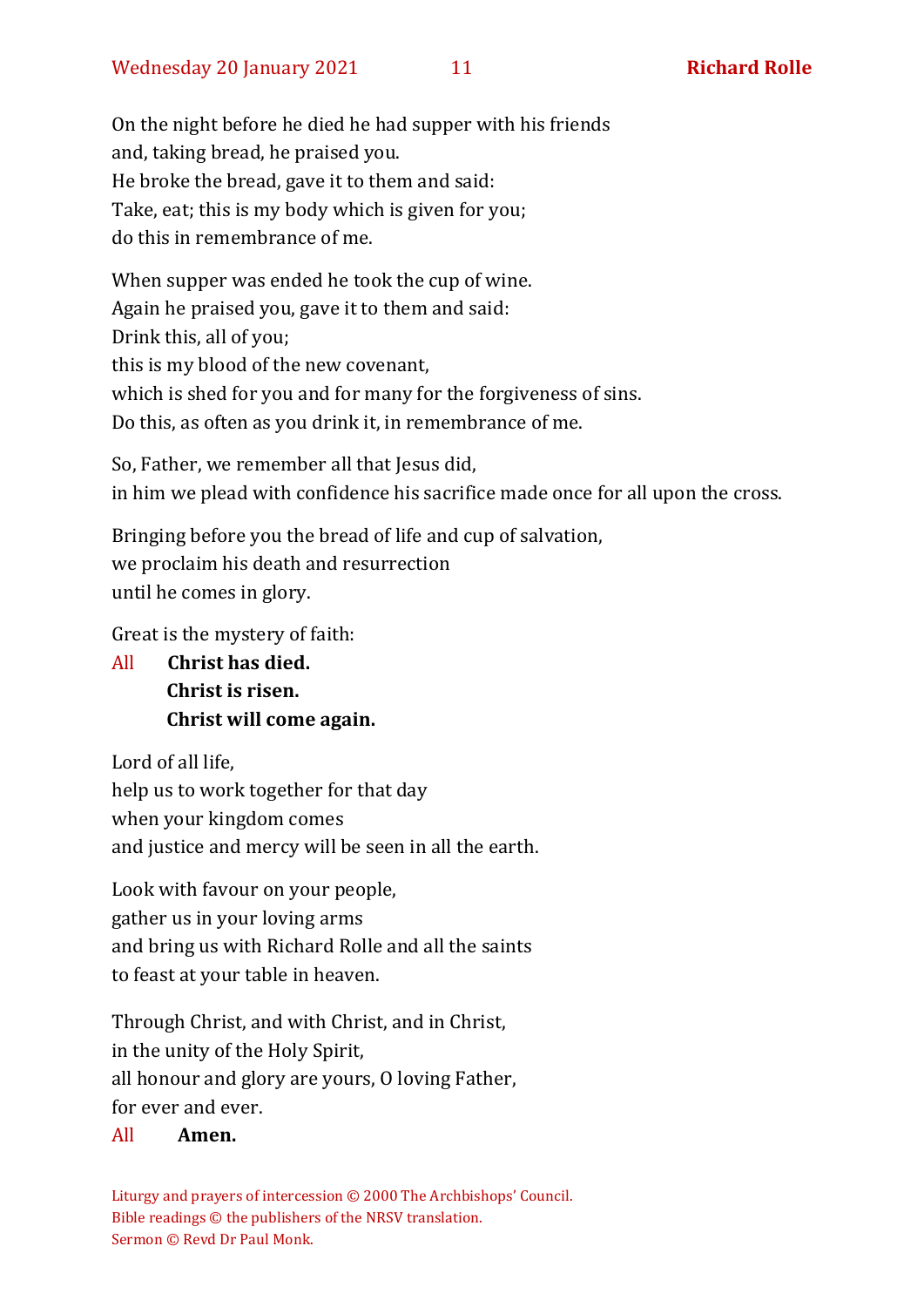On the night before he died he had supper with his friends
and, taking bread, he praised you.
He broke the bread, gave it to them and said:
Take, eat; this is my body which is given for you;
do this in remembrance of me.

When supper was ended he took the cup of wine.
Again he praised you, gave it to them and said:
Drink this, all of you;
this is my blood of the new covenant,
which is shed for you and for many for the forgiveness of sins.
Do this, as often as you drink it, in remembrance of me.

So, Father, we remember all that Jesus did,
in him we plead with confidence his sacrifice made once for all upon the cross.

Bringing before you the bread of life and cup of salvation,
we proclaim his death and resurrection
until he comes in glory.

Great is the mystery of faith:

All **Christ has died.**
**Christ is risen.**
**Christ will come again.**

Lord of all life,
help us to work together for that day
when your kingdom comes
and justice and mercy will be seen in all the earth.

Look with favour on your people,
gather us in your loving arms
and bring us with Richard Rolle and all the saints
to feast at your table in heaven.

Through Christ, and with Christ, and in Christ,
in the unity of the Holy Spirit,
all honour and glory are yours, O loving Father,
for ever and ever.

All **Amen.**

Liturgy and prayers of intercession © 2000 The Archbishops' Council.
Bible readings © the publishers of the NRSV translation.
Sermon © Revd Dr Paul Monk.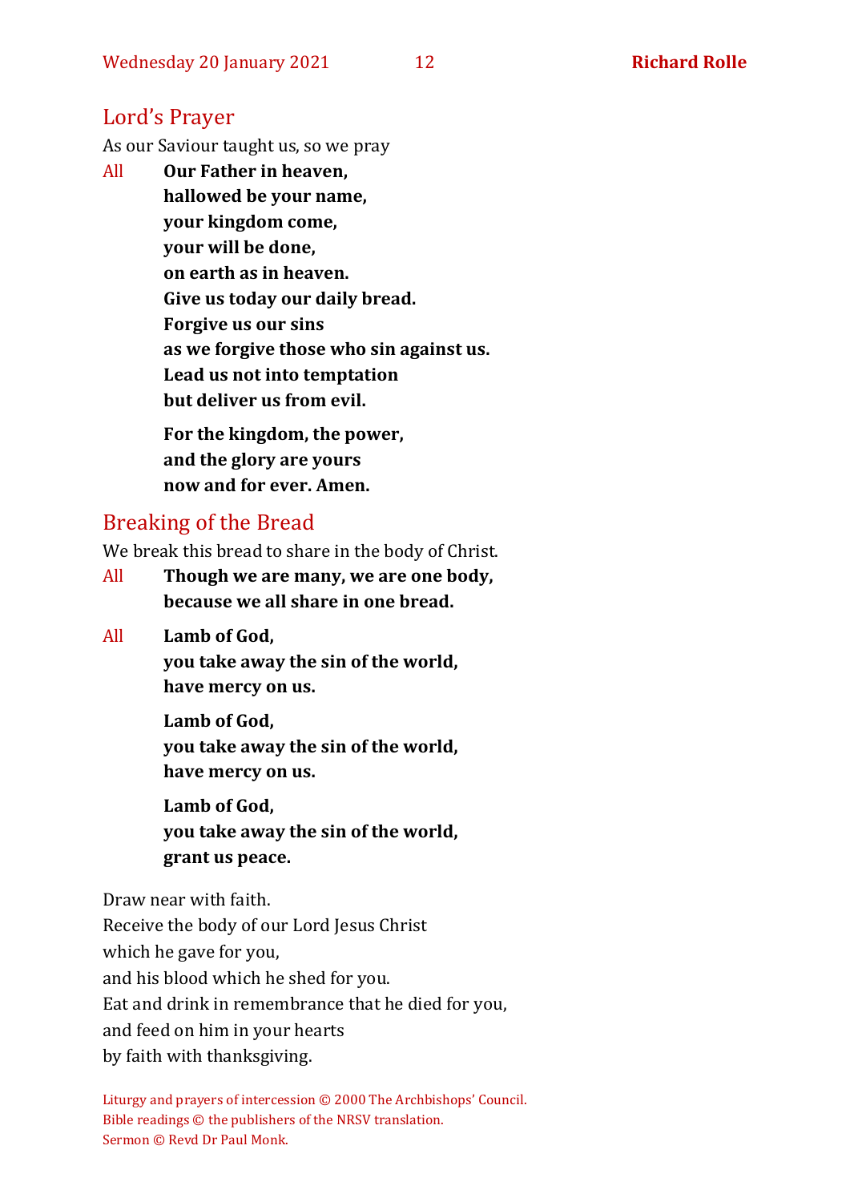## Lord's Prayer

As our Saviour taught us, so we pray

All **Our Father in heaven,**
**hallowed be your name,**
**your kingdom come,**
**your will be done,**
**on earth as in heaven.**
**Give us today our daily bread.**
**Forgive us our sins**
**as we forgive those who sin against us.**
**Lead us not into temptation**
**but deliver us from evil.**

**For the kingdom, the power,**
**and the glory are yours**
**now and for ever. Amen.**

## Breaking of the Bread

We break this bread to share in the body of Christ.

All **Though we are many, we are one body,**
**because we all share in one bread.**

All **Lamb of God,**
**you take away the sin of the world,**
**have mercy on us.**

**Lamb of God,**
**you take away the sin of the world,**
**have mercy on us.**

**Lamb of God,**
**you take away the sin of the world,**
**grant us peace.**

Draw near with faith.
Receive the body of our Lord Jesus Christ
which he gave for you,
and his blood which he shed for you.
Eat and drink in remembrance that he died for you,
and feed on him in your hearts
by faith with thanksgiving.

Liturgy and prayers of intercession © 2000 The Archbishops' Council.
Bible readings © the publishers of the NRSV translation.
Sermon © Revd Dr Paul Monk.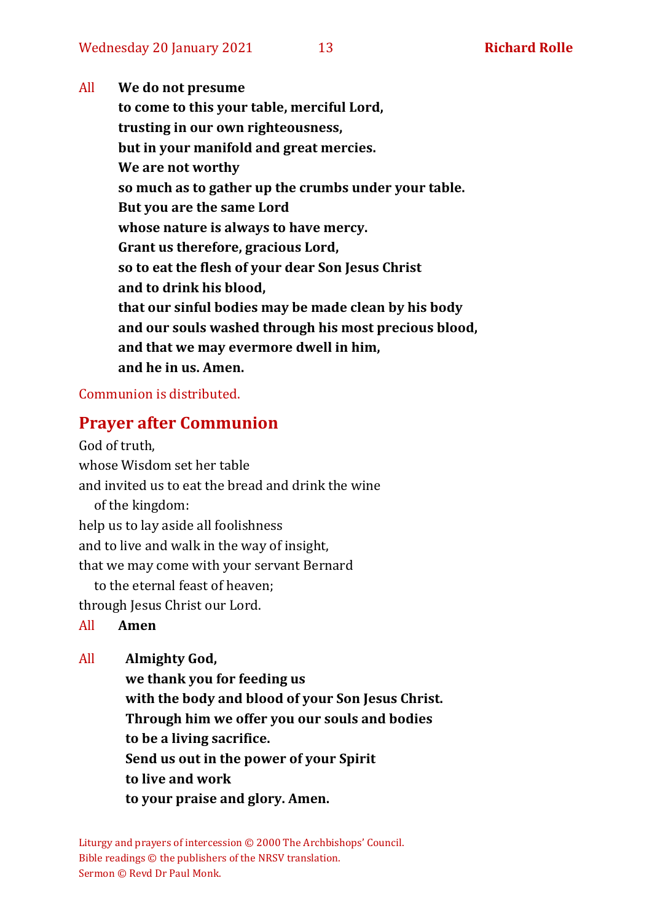All **We do not presume**
**to come to this your table, merciful Lord,**
**trusting in our own righteousness,**
**but in your manifold and great mercies.**
**We are not worthy**
**so much as to gather up the crumbs under your table.**
**But you are the same Lord**
**whose nature is always to have mercy.**
**Grant us therefore, gracious Lord,**
**so to eat the flesh of your dear Son Jesus Christ**
**and to drink his blood,**
**that our sinful bodies may be made clean by his body**
**and our souls washed through his most precious blood,**
**and that we may evermore dwell in him,**
**and he in us. Amen.**

Communion is distributed.

## Prayer after Communion

God of truth,
whose Wisdom set her table
and invited us to eat the bread and drink the wine
of the kingdom:
help us to lay aside all foolishness
and to live and walk in the way of insight,
that we may come with your servant Bernard
to the eternal feast of heaven;
through Jesus Christ our Lord.

All **Amen**

All **Almighty God,**
**we thank you for feeding us**
**with the body and blood of your Son Jesus Christ.**
**Through him we offer you our souls and bodies**
**to be a living sacrifice.**
**Send us out in the power of your Spirit**
**to live and work**
**to your praise and glory. Amen.**

Liturgy and prayers of intercession © 2000 The Archbishops' Council.
Bible readings © the publishers of the NRSV translation.
Sermon © Revd Dr Paul Monk.